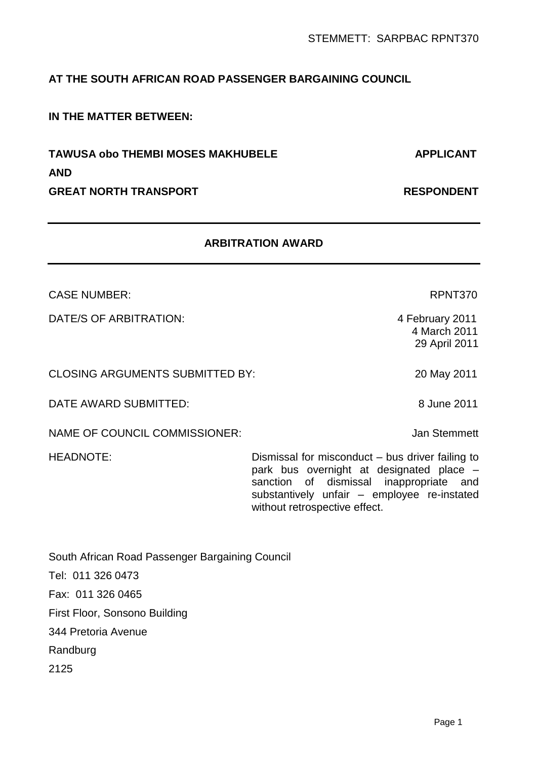**AT THE SOUTH AFRICAN ROAD PASSENGER BARGAINING COUNCIL**

**IN THE MATTER BETWEEN:**

**TAWUSA obo THEMBI MOSES MAKHUBELE** **APPLICANT**

**AND**

**GREAT NORTH TRANSPORT** **RESPONDENT**

---

## ARBITRATION AWARD

---

| | |
|---|---|
| CASE NUMBER: | RPNT370 |
| DATE/S OF ARBITRATION: | 4 February 2011<br>4 March 2011<br>29 April 2011 |
| CLOSING ARGUMENTS SUBMITTED BY: | 20 May 2011 |
| DATE AWARD SUBMITTED: | 8 June 2011 |
| NAME OF COUNCIL COMMISSIONER: | Jan Stemmett |
| HEADNOTE: | Dismissal for misconduct – bus driver failing to park bus overnight at designated place – sanction of dismissal inappropriate and substantively unfair – employee re-instated without retrospective effect. |

South African Road Passenger Bargaining Council

Tel: 011 326 0473

Fax: 011 326 0465

First Floor, Sonsono Building

344 Pretoria Avenue

Randburg

2125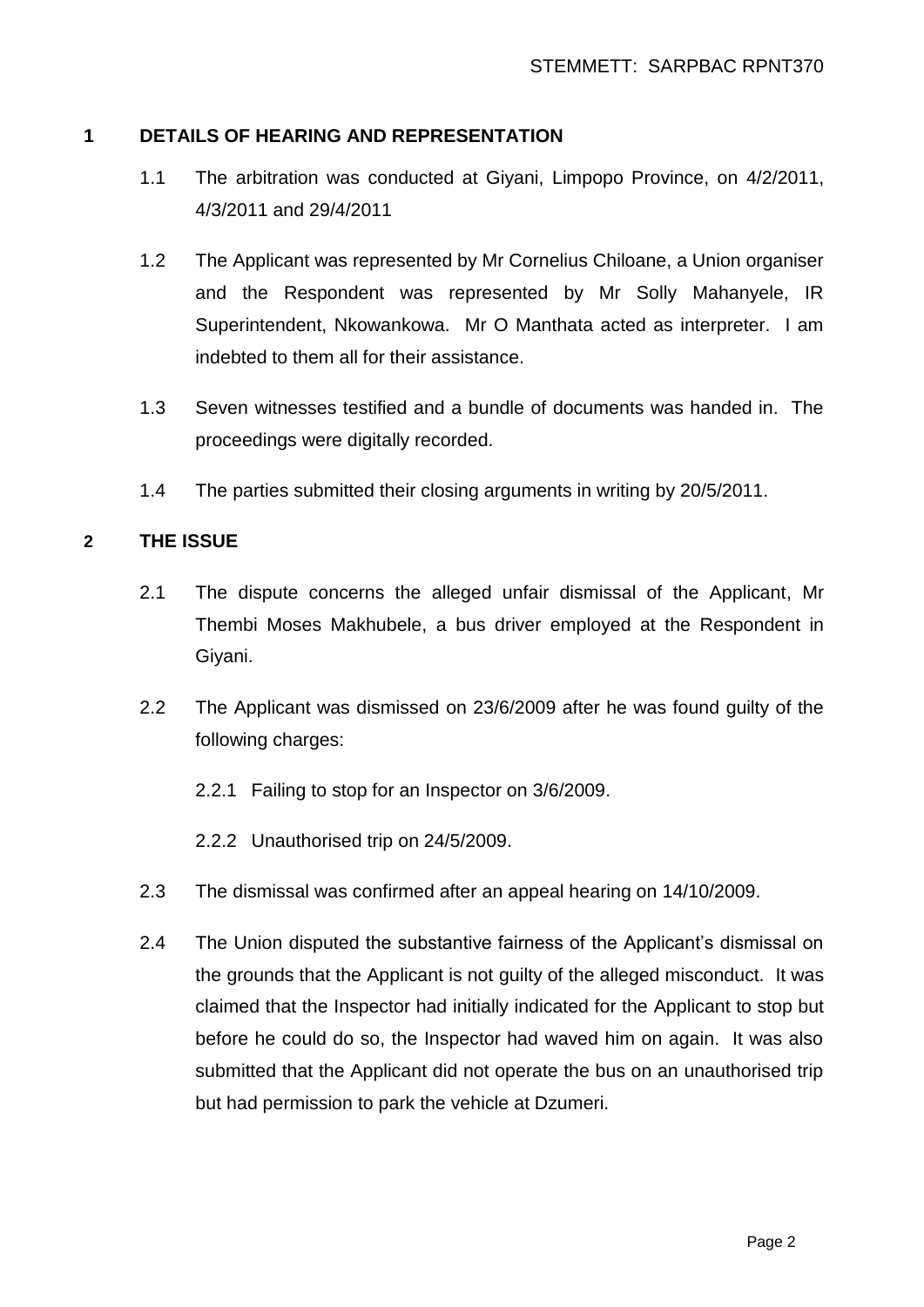## 1 DETAILS OF HEARING AND REPRESENTATION

1.1 The arbitration was conducted at Giyani, Limpopo Province, on 4/2/2011, 4/3/2011 and 29/4/2011

1.2 The Applicant was represented by Mr Cornelius Chiloane, a Union organiser and the Respondent was represented by Mr Solly Mahanyele, IR Superintendent, Nkowankowa. Mr O Manthata acted as interpreter. I am indebted to them all for their assistance.

1.3 Seven witnesses testified and a bundle of documents was handed in. The proceedings were digitally recorded.

1.4 The parties submitted their closing arguments in writing by 20/5/2011.

## 2 THE ISSUE

2.1 The dispute concerns the alleged unfair dismissal of the Applicant, Mr Thembi Moses Makhubele, a bus driver employed at the Respondent in Giyani.

2.2 The Applicant was dismissed on 23/6/2009 after he was found guilty of the following charges:

2.2.1 Failing to stop for an Inspector on 3/6/2009.

2.2.2 Unauthorised trip on 24/5/2009.

2.3 The dismissal was confirmed after an appeal hearing on 14/10/2009.

2.4 The Union disputed the substantive fairness of the Applicant's dismissal on the grounds that the Applicant is not guilty of the alleged misconduct. It was claimed that the Inspector had initially indicated for the Applicant to stop but before he could do so, the Inspector had waved him on again. It was also submitted that the Applicant did not operate the bus on an unauthorised trip but had permission to park the vehicle at Dzumeri.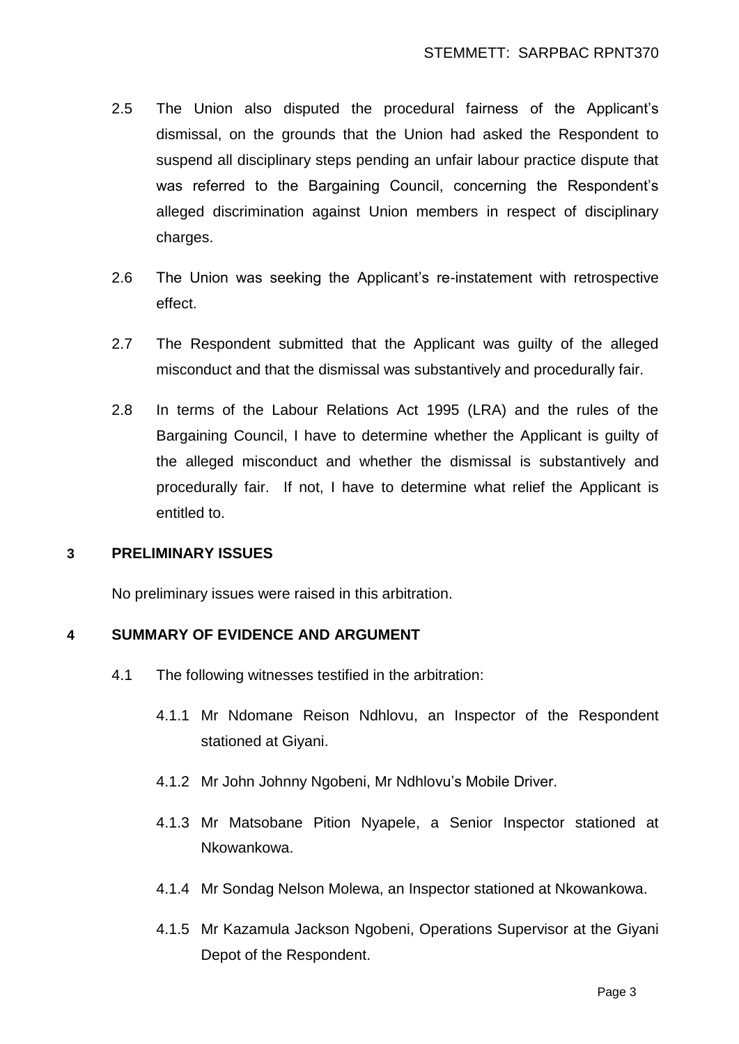2.5 The Union also disputed the procedural fairness of the Applicant's dismissal, on the grounds that the Union had asked the Respondent to suspend all disciplinary steps pending an unfair labour practice dispute that was referred to the Bargaining Council, concerning the Respondent's alleged discrimination against Union members in respect of disciplinary charges.

2.6 The Union was seeking the Applicant's re-instatement with retrospective effect.

2.7 The Respondent submitted that the Applicant was guilty of the alleged misconduct and that the dismissal was substantively and procedurally fair.

2.8 In terms of the Labour Relations Act 1995 (LRA) and the rules of the Bargaining Council, I have to determine whether the Applicant is guilty of the alleged misconduct and whether the dismissal is substantively and procedurally fair. If not, I have to determine what relief the Applicant is entitled to.

## 3 PRELIMINARY ISSUES

No preliminary issues were raised in this arbitration.

## 4 SUMMARY OF EVIDENCE AND ARGUMENT

4.1 The following witnesses testified in the arbitration:

4.1.1 Mr Ndomane Reison Ndhlovu, an Inspector of the Respondent stationed at Giyani.

4.1.2 Mr John Johnny Ngobeni, Mr Ndhlovu's Mobile Driver.

4.1.3 Mr Matsobane Pition Nyapele, a Senior Inspector stationed at Nkowankowa.

4.1.4 Mr Sondag Nelson Molewa, an Inspector stationed at Nkowankowa.

4.1.5 Mr Kazamula Jackson Ngobeni, Operations Supervisor at the Giyani Depot of the Respondent.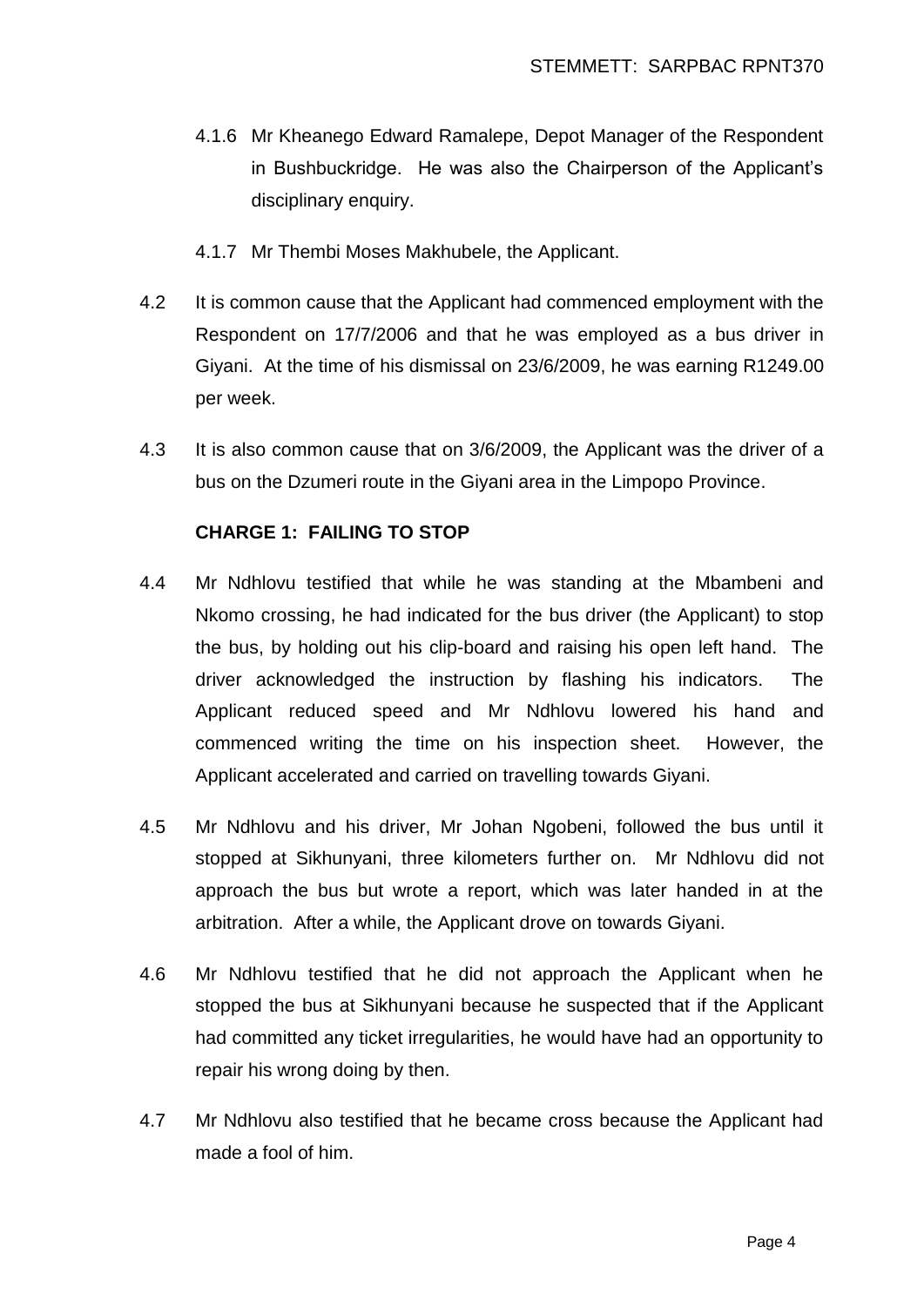4.1.6 Mr Kheanego Edward Ramalepe, Depot Manager of the Respondent in Bushbuckridge. He was also the Chairperson of the Applicant's disciplinary enquiry.

4.1.7 Mr Thembi Moses Makhubele, the Applicant.

4.2 It is common cause that the Applicant had commenced employment with the Respondent on 17/7/2006 and that he was employed as a bus driver in Giyani. At the time of his dismissal on 23/6/2009, he was earning R1249.00 per week.

4.3 It is also common cause that on 3/6/2009, the Applicant was the driver of a bus on the Dzumeri route in the Giyani area in the Limpopo Province.

**CHARGE 1: FAILING TO STOP**

4.4 Mr Ndhlovu testified that while he was standing at the Mbambeni and Nkomo crossing, he had indicated for the bus driver (the Applicant) to stop the bus, by holding out his clip-board and raising his open left hand. The driver acknowledged the instruction by flashing his indicators. The Applicant reduced speed and Mr Ndhlovu lowered his hand and commenced writing the time on his inspection sheet. However, the Applicant accelerated and carried on travelling towards Giyani.

4.5 Mr Ndhlovu and his driver, Mr Johan Ngobeni, followed the bus until it stopped at Sikhunyani, three kilometers further on. Mr Ndhlovu did not approach the bus but wrote a report, which was later handed in at the arbitration. After a while, the Applicant drove on towards Giyani.

4.6 Mr Ndhlovu testified that he did not approach the Applicant when he stopped the bus at Sikhunyani because he suspected that if the Applicant had committed any ticket irregularities, he would have had an opportunity to repair his wrong doing by then.

4.7 Mr Ndhlovu also testified that he became cross because the Applicant had made a fool of him.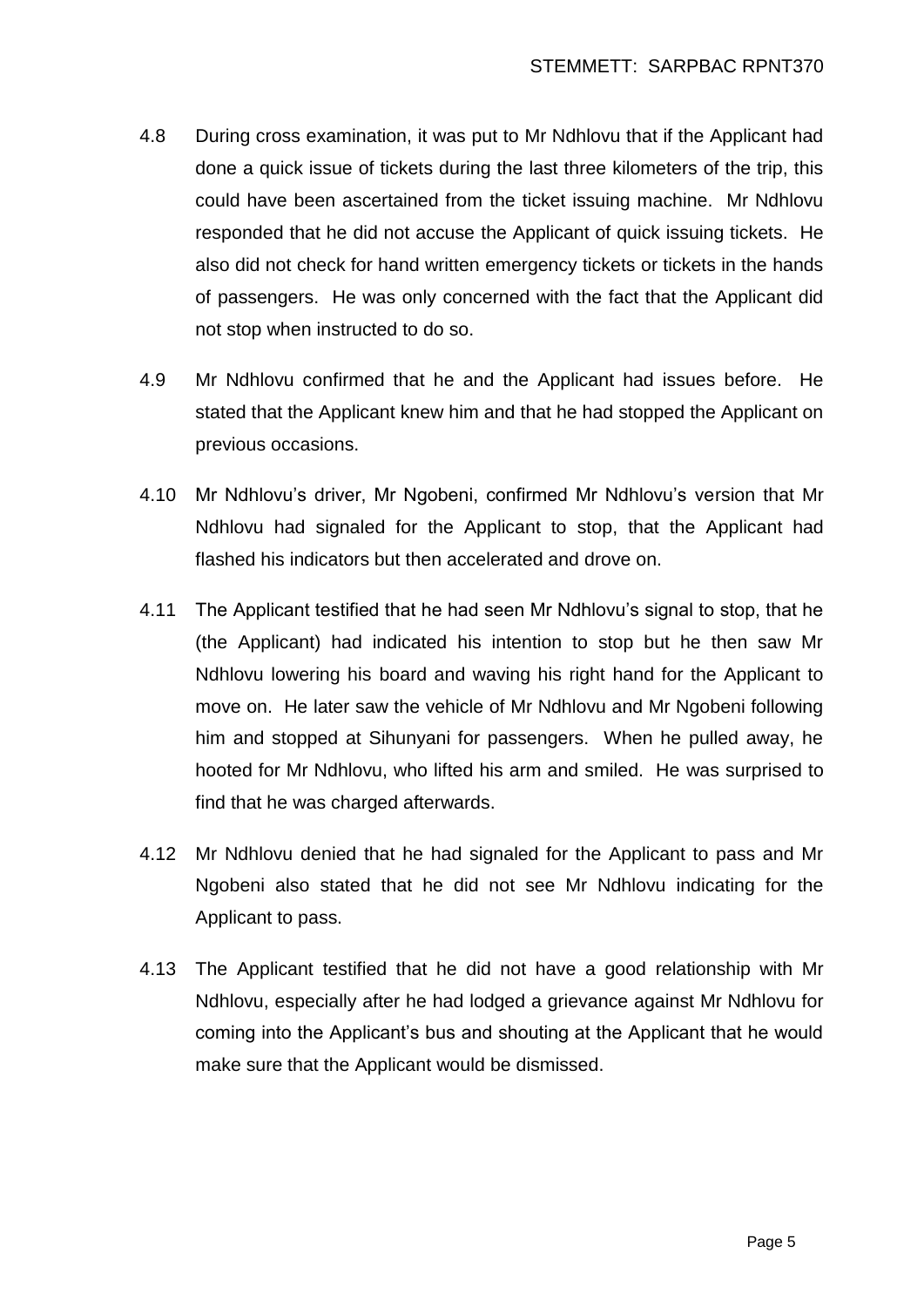4.8 During cross examination, it was put to Mr Ndhlovu that if the Applicant had done a quick issue of tickets during the last three kilometers of the trip, this could have been ascertained from the ticket issuing machine. Mr Ndhlovu responded that he did not accuse the Applicant of quick issuing tickets. He also did not check for hand written emergency tickets or tickets in the hands of passengers. He was only concerned with the fact that the Applicant did not stop when instructed to do so.

4.9 Mr Ndhlovu confirmed that he and the Applicant had issues before. He stated that the Applicant knew him and that he had stopped the Applicant on previous occasions.

4.10 Mr Ndhlovu's driver, Mr Ngobeni, confirmed Mr Ndhlovu's version that Mr Ndhlovu had signaled for the Applicant to stop, that the Applicant had flashed his indicators but then accelerated and drove on.

4.11 The Applicant testified that he had seen Mr Ndhlovu's signal to stop, that he (the Applicant) had indicated his intention to stop but he then saw Mr Ndhlovu lowering his board and waving his right hand for the Applicant to move on. He later saw the vehicle of Mr Ndhlovu and Mr Ngobeni following him and stopped at Sihunyani for passengers. When he pulled away, he hooted for Mr Ndhlovu, who lifted his arm and smiled. He was surprised to find that he was charged afterwards.

4.12 Mr Ndhlovu denied that he had signaled for the Applicant to pass and Mr Ngobeni also stated that he did not see Mr Ndhlovu indicating for the Applicant to pass.

4.13 The Applicant testified that he did not have a good relationship with Mr Ndhlovu, especially after he had lodged a grievance against Mr Ndhlovu for coming into the Applicant's bus and shouting at the Applicant that he would make sure that the Applicant would be dismissed.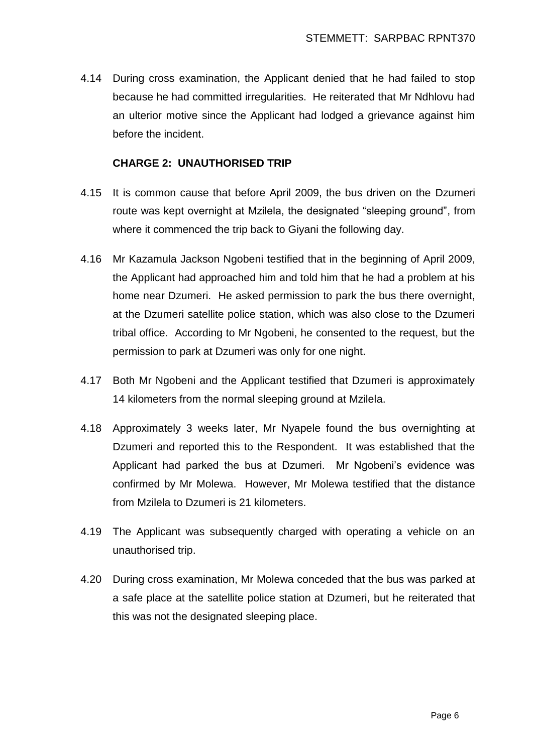4.14 During cross examination, the Applicant denied that he had failed to stop because he had committed irregularities. He reiterated that Mr Ndhlovu had an ulterior motive since the Applicant had lodged a grievance against him before the incident.

**CHARGE 2: UNAUTHORISED TRIP**

4.15 It is common cause that before April 2009, the bus driven on the Dzumeri route was kept overnight at Mzilela, the designated "sleeping ground", from where it commenced the trip back to Giyani the following day.

4.16 Mr Kazamula Jackson Ngobeni testified that in the beginning of April 2009, the Applicant had approached him and told him that he had a problem at his home near Dzumeri. He asked permission to park the bus there overnight, at the Dzumeri satellite police station, which was also close to the Dzumeri tribal office. According to Mr Ngobeni, he consented to the request, but the permission to park at Dzumeri was only for one night.

4.17 Both Mr Ngobeni and the Applicant testified that Dzumeri is approximately 14 kilometers from the normal sleeping ground at Mzilela.

4.18 Approximately 3 weeks later, Mr Nyapele found the bus overnighting at Dzumeri and reported this to the Respondent. It was established that the Applicant had parked the bus at Dzumeri. Mr Ngobeni's evidence was confirmed by Mr Molewa. However, Mr Molewa testified that the distance from Mzilela to Dzumeri is 21 kilometers.

4.19 The Applicant was subsequently charged with operating a vehicle on an unauthorised trip.

4.20 During cross examination, Mr Molewa conceded that the bus was parked at a safe place at the satellite police station at Dzumeri, but he reiterated that this was not the designated sleeping place.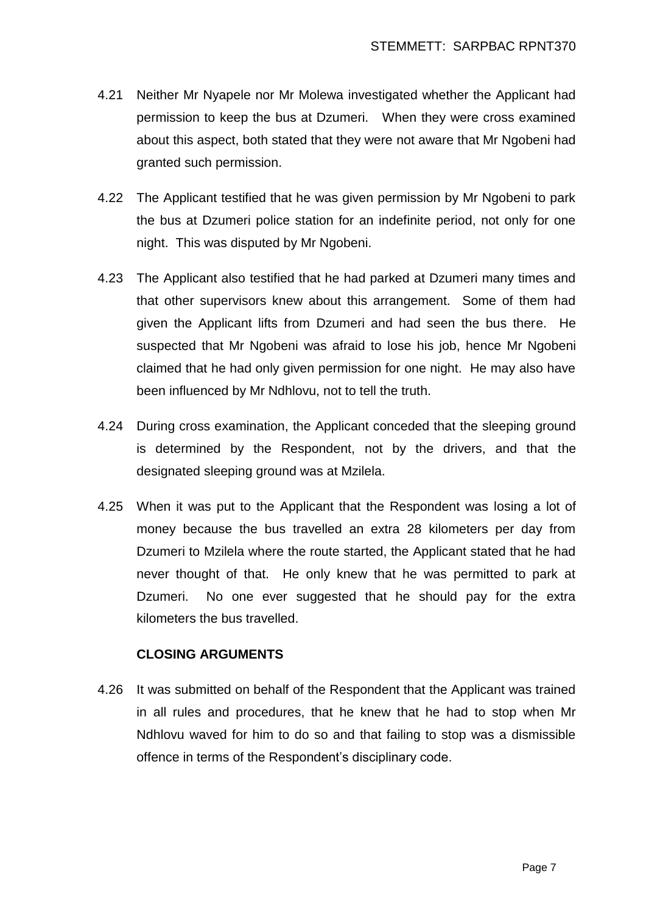4.21 Neither Mr Nyapele nor Mr Molewa investigated whether the Applicant had permission to keep the bus at Dzumeri. When they were cross examined about this aspect, both stated that they were not aware that Mr Ngobeni had granted such permission.

4.22 The Applicant testified that he was given permission by Mr Ngobeni to park the bus at Dzumeri police station for an indefinite period, not only for one night. This was disputed by Mr Ngobeni.

4.23 The Applicant also testified that he had parked at Dzumeri many times and that other supervisors knew about this arrangement. Some of them had given the Applicant lifts from Dzumeri and had seen the bus there. He suspected that Mr Ngobeni was afraid to lose his job, hence Mr Ngobeni claimed that he had only given permission for one night. He may also have been influenced by Mr Ndhlovu, not to tell the truth.

4.24 During cross examination, the Applicant conceded that the sleeping ground is determined by the Respondent, not by the drivers, and that the designated sleeping ground was at Mzilela.

4.25 When it was put to the Applicant that the Respondent was losing a lot of money because the bus travelled an extra 28 kilometers per day from Dzumeri to Mzilela where the route started, the Applicant stated that he had never thought of that. He only knew that he was permitted to park at Dzumeri. No one ever suggested that he should pay for the extra kilometers the bus travelled.

**CLOSING ARGUMENTS**

4.26 It was submitted on behalf of the Respondent that the Applicant was trained in all rules and procedures, that he knew that he had to stop when Mr Ndhlovu waved for him to do so and that failing to stop was a dismissible offence in terms of the Respondent's disciplinary code.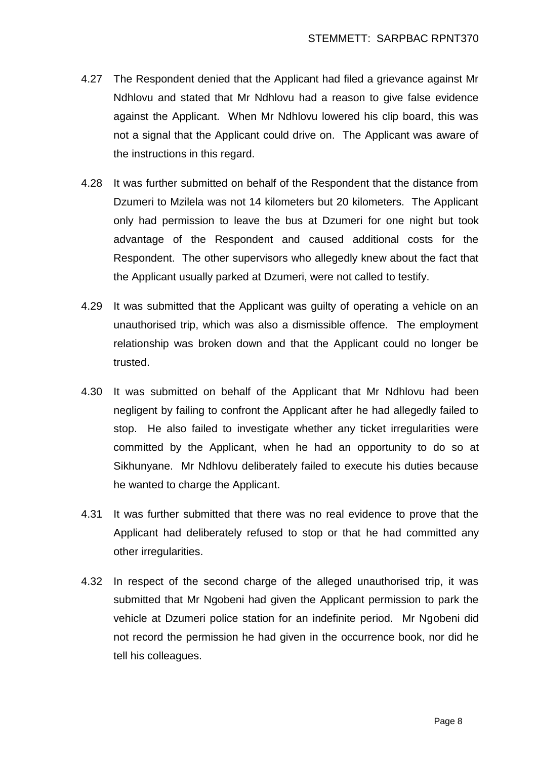4.27 The Respondent denied that the Applicant had filed a grievance against Mr Ndhlovu and stated that Mr Ndhlovu had a reason to give false evidence against the Applicant. When Mr Ndhlovu lowered his clip board, this was not a signal that the Applicant could drive on. The Applicant was aware of the instructions in this regard.

4.28 It was further submitted on behalf of the Respondent that the distance from Dzumeri to Mzilela was not 14 kilometers but 20 kilometers. The Applicant only had permission to leave the bus at Dzumeri for one night but took advantage of the Respondent and caused additional costs for the Respondent. The other supervisors who allegedly knew about the fact that the Applicant usually parked at Dzumeri, were not called to testify.

4.29 It was submitted that the Applicant was guilty of operating a vehicle on an unauthorised trip, which was also a dismissible offence. The employment relationship was broken down and that the Applicant could no longer be trusted.

4.30 It was submitted on behalf of the Applicant that Mr Ndhlovu had been negligent by failing to confront the Applicant after he had allegedly failed to stop. He also failed to investigate whether any ticket irregularities were committed by the Applicant, when he had an opportunity to do so at Sikhunyane. Mr Ndhlovu deliberately failed to execute his duties because he wanted to charge the Applicant.

4.31 It was further submitted that there was no real evidence to prove that the Applicant had deliberately refused to stop or that he had committed any other irregularities.

4.32 In respect of the second charge of the alleged unauthorised trip, it was submitted that Mr Ngobeni had given the Applicant permission to park the vehicle at Dzumeri police station for an indefinite period. Mr Ngobeni did not record the permission he had given in the occurrence book, nor did he tell his colleagues.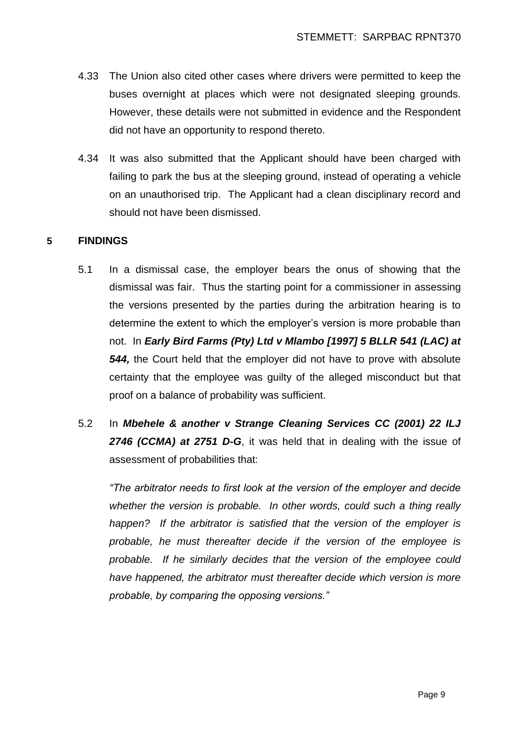4.33 The Union also cited other cases where drivers were permitted to keep the buses overnight at places which were not designated sleeping grounds. However, these details were not submitted in evidence and the Respondent did not have an opportunity to respond thereto.

4.34 It was also submitted that the Applicant should have been charged with failing to park the bus at the sleeping ground, instead of operating a vehicle on an unauthorised trip. The Applicant had a clean disciplinary record and should not have been dismissed.

## 5 FINDINGS

5.1 In a dismissal case, the employer bears the onus of showing that the dismissal was fair. Thus the starting point for a commissioner in assessing the versions presented by the parties during the arbitration hearing is to determine the extent to which the employer's version is more probable than not. In ***Early Bird Farms (Pty) Ltd v Mlambo [1997] 5 BLLR 541 (LAC) at 544,*** the Court held that the employer did not have to prove with absolute certainty that the employee was guilty of the alleged misconduct but that proof on a balance of probability was sufficient.

5.2 In ***Mbehele & another v Strange Cleaning Services CC (2001) 22 ILJ 2746 (CCMA) at 2751 D-G***, it was held that in dealing with the issue of assessment of probabilities that:

*"The arbitrator needs to first look at the version of the employer and decide whether the version is probable. In other words, could such a thing really happen? If the arbitrator is satisfied that the version of the employer is probable, he must thereafter decide if the version of the employee is probable. If he similarly decides that the version of the employee could have happened, the arbitrator must thereafter decide which version is more probable, by comparing the opposing versions."*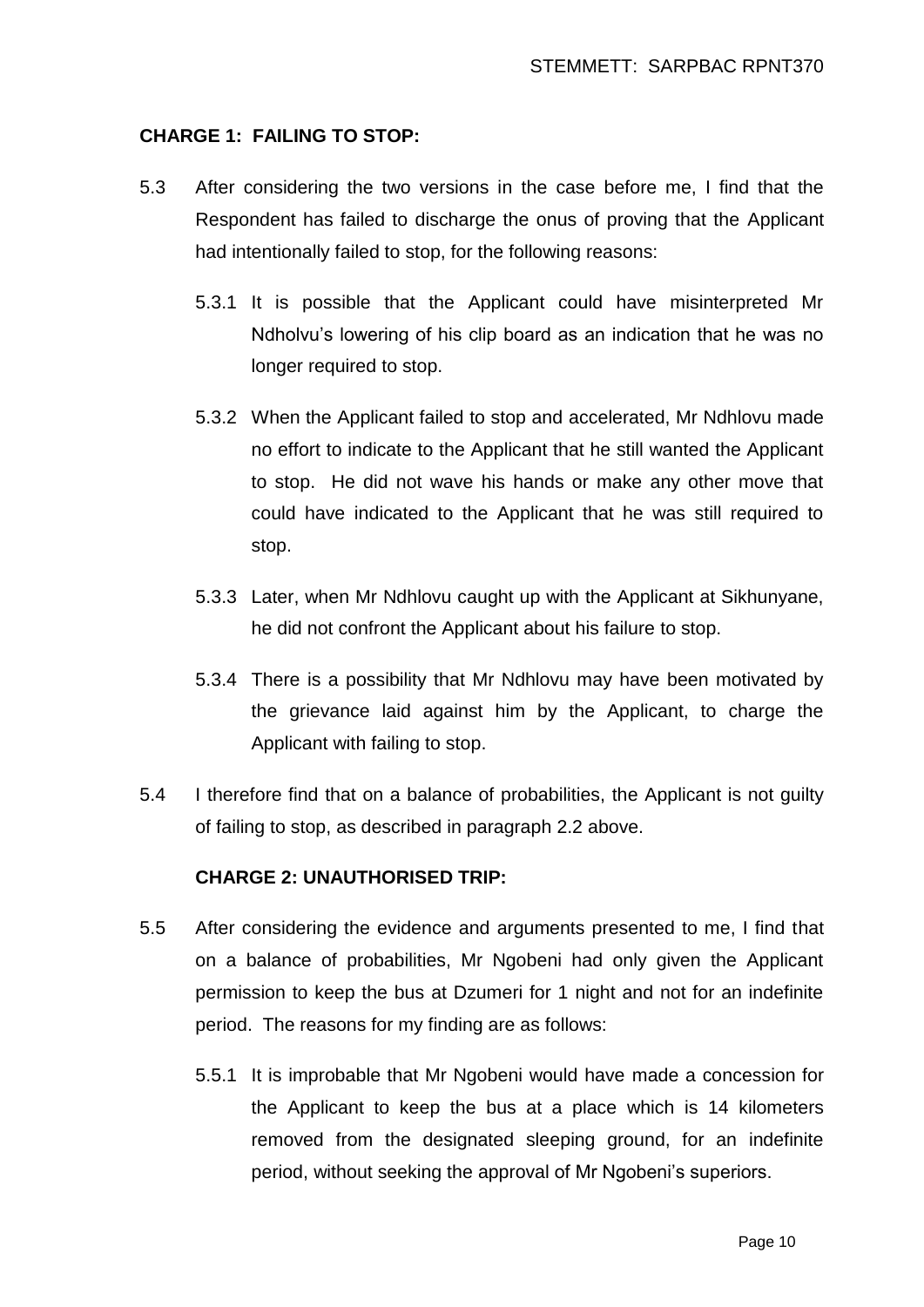**CHARGE 1: FAILING TO STOP:**

5.3 After considering the two versions in the case before me, I find that the Respondent has failed to discharge the onus of proving that the Applicant had intentionally failed to stop, for the following reasons:

5.3.1 It is possible that the Applicant could have misinterpreted Mr Ndholvu's lowering of his clip board as an indication that he was no longer required to stop.

5.3.2 When the Applicant failed to stop and accelerated, Mr Ndhlovu made no effort to indicate to the Applicant that he still wanted the Applicant to stop. He did not wave his hands or make any other move that could have indicated to the Applicant that he was still required to stop.

5.3.3 Later, when Mr Ndhlovu caught up with the Applicant at Sikhunyane, he did not confront the Applicant about his failure to stop.

5.3.4 There is a possibility that Mr Ndhlovu may have been motivated by the grievance laid against him by the Applicant, to charge the Applicant with failing to stop.

5.4 I therefore find that on a balance of probabilities, the Applicant is not guilty of failing to stop, as described in paragraph 2.2 above.

**CHARGE 2: UNAUTHORISED TRIP:**

5.5 After considering the evidence and arguments presented to me, I find that on a balance of probabilities, Mr Ngobeni had only given the Applicant permission to keep the bus at Dzumeri for 1 night and not for an indefinite period. The reasons for my finding are as follows:

5.5.1 It is improbable that Mr Ngobeni would have made a concession for the Applicant to keep the bus at a place which is 14 kilometers removed from the designated sleeping ground, for an indefinite period, without seeking the approval of Mr Ngobeni's superiors.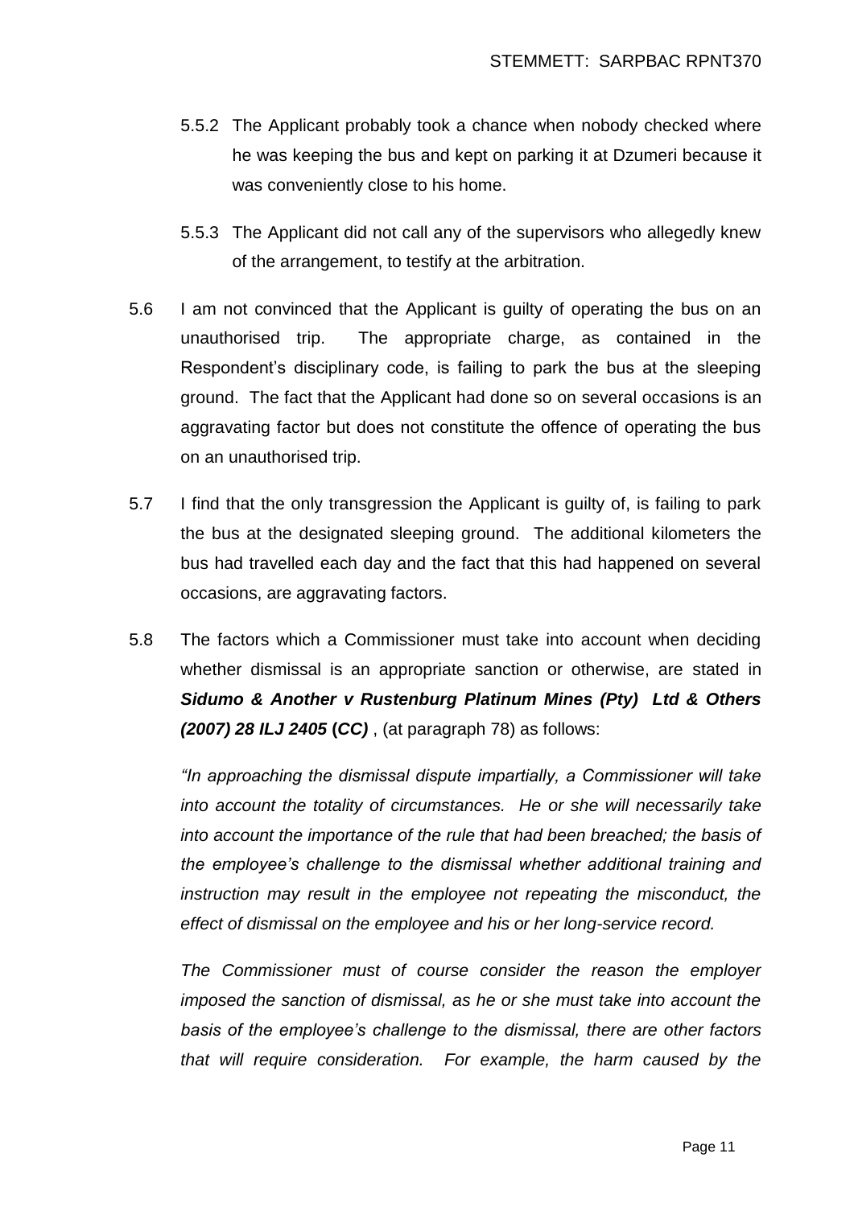5.5.2 The Applicant probably took a chance when nobody checked where he was keeping the bus and kept on parking it at Dzumeri because it was conveniently close to his home.

5.5.3 The Applicant did not call any of the supervisors who allegedly knew of the arrangement, to testify at the arbitration.

5.6 I am not convinced that the Applicant is guilty of operating the bus on an unauthorised trip. The appropriate charge, as contained in the Respondent's disciplinary code, is failing to park the bus at the sleeping ground. The fact that the Applicant had done so on several occasions is an aggravating factor but does not constitute the offence of operating the bus on an unauthorised trip.

5.7 I find that the only transgression the Applicant is guilty of, is failing to park the bus at the designated sleeping ground. The additional kilometers the bus had travelled each day and the fact that this had happened on several occasions, are aggravating factors.

5.8 The factors which a Commissioner must take into account when deciding whether dismissal is an appropriate sanction or otherwise, are stated in ***Sidumo & Another v Rustenburg Platinum Mines (Pty) Ltd & Others (2007) 28 ILJ 2405* (*CC*)** , (at paragraph 78) as follows:

*"In approaching the dismissal dispute impartially, a Commissioner will take into account the totality of circumstances. He or she will necessarily take into account the importance of the rule that had been breached; the basis of the employee's challenge to the dismissal whether additional training and instruction may result in the employee not repeating the misconduct, the effect of dismissal on the employee and his or her long-service record.*

*The Commissioner must of course consider the reason the employer imposed the sanction of dismissal, as he or she must take into account the basis of the employee's challenge to the dismissal, there are other factors that will require consideration. For example, the harm caused by the*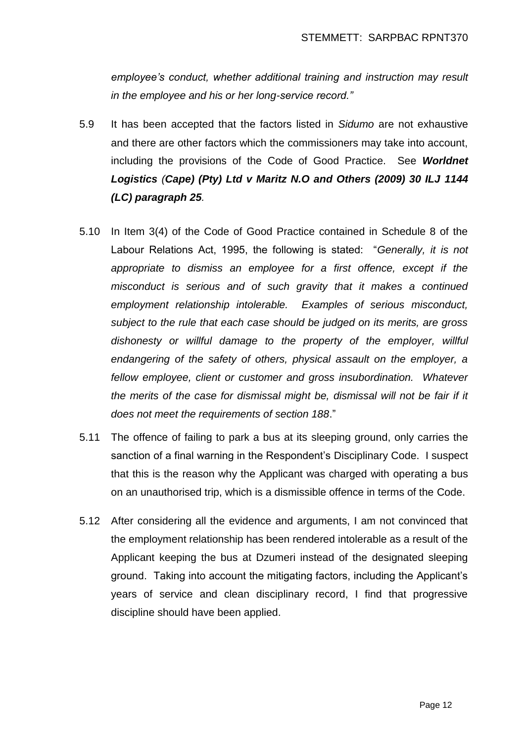*employee's conduct, whether additional training and instruction may result in the employee and his or her long-service record."*

5.9 It has been accepted that the factors listed in *Sidumo* are not exhaustive and there are other factors which the commissioners may take into account, including the provisions of the Code of Good Practice. See ***Worldnet Logistics (Cape) (Pty) Ltd v Maritz N.O and Others (2009) 30 ILJ 1144 (LC) paragraph 25***.

5.10 In Item 3(4) of the Code of Good Practice contained in Schedule 8 of the Labour Relations Act, 1995, the following is stated: "*Generally, it is not appropriate to dismiss an employee for a first offence, except if the misconduct is serious and of such gravity that it makes a continued employment relationship intolerable. Examples of serious misconduct, subject to the rule that each case should be judged on its merits, are gross dishonesty or willful damage to the property of the employer, willful endangering of the safety of others, physical assault on the employer, a fellow employee, client or customer and gross insubordination. Whatever the merits of the case for dismissal might be, dismissal will not be fair if it does not meet the requirements of section 188*."

5.11 The offence of failing to park a bus at its sleeping ground, only carries the sanction of a final warning in the Respondent's Disciplinary Code. I suspect that this is the reason why the Applicant was charged with operating a bus on an unauthorised trip, which is a dismissible offence in terms of the Code.

5.12 After considering all the evidence and arguments, I am not convinced that the employment relationship has been rendered intolerable as a result of the Applicant keeping the bus at Dzumeri instead of the designated sleeping ground. Taking into account the mitigating factors, including the Applicant's years of service and clean disciplinary record, I find that progressive discipline should have been applied.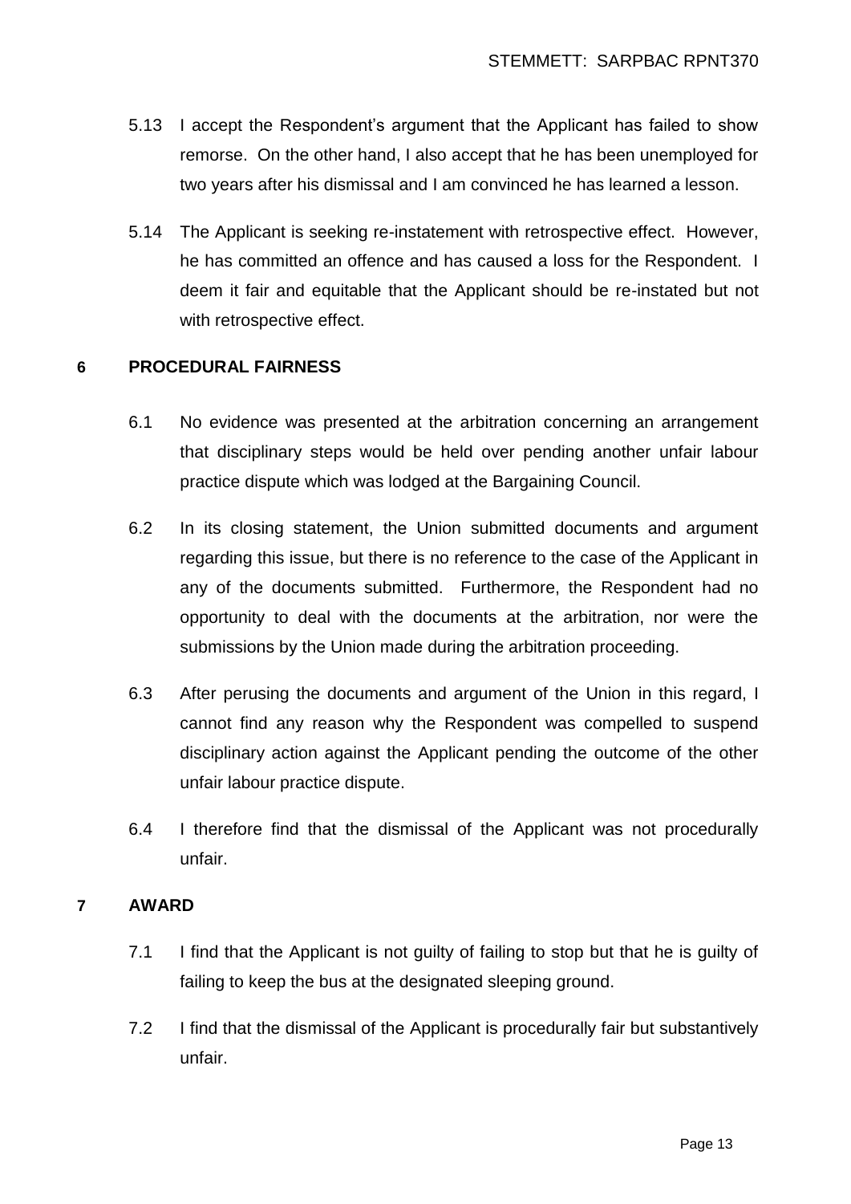5.13 I accept the Respondent's argument that the Applicant has failed to show remorse. On the other hand, I also accept that he has been unemployed for two years after his dismissal and I am convinced he has learned a lesson.

5.14 The Applicant is seeking re-instatement with retrospective effect. However, he has committed an offence and has caused a loss for the Respondent. I deem it fair and equitable that the Applicant should be re-instated but not with retrospective effect.

## 6 PROCEDURAL FAIRNESS

6.1 No evidence was presented at the arbitration concerning an arrangement that disciplinary steps would be held over pending another unfair labour practice dispute which was lodged at the Bargaining Council.

6.2 In its closing statement, the Union submitted documents and argument regarding this issue, but there is no reference to the case of the Applicant in any of the documents submitted. Furthermore, the Respondent had no opportunity to deal with the documents at the arbitration, nor were the submissions by the Union made during the arbitration proceeding.

6.3 After perusing the documents and argument of the Union in this regard, I cannot find any reason why the Respondent was compelled to suspend disciplinary action against the Applicant pending the outcome of the other unfair labour practice dispute.

6.4 I therefore find that the dismissal of the Applicant was not procedurally unfair.

## 7 AWARD

7.1 I find that the Applicant is not guilty of failing to stop but that he is guilty of failing to keep the bus at the designated sleeping ground.

7.2 I find that the dismissal of the Applicant is procedurally fair but substantively unfair.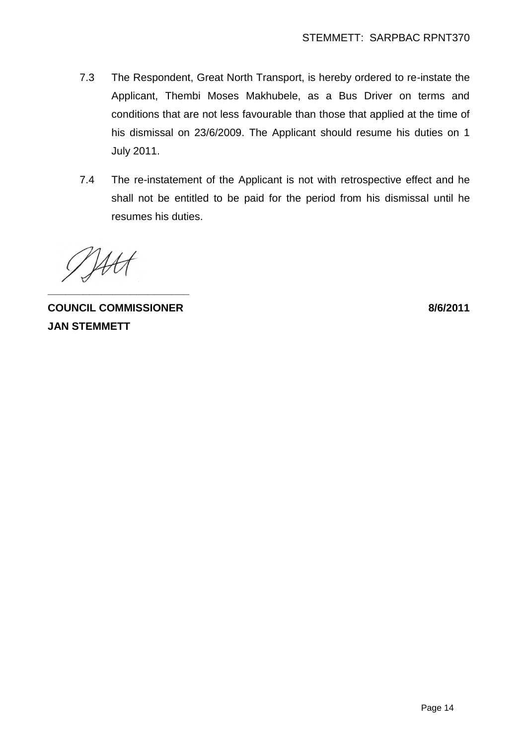7.3 The Respondent, Great North Transport, is hereby ordered to re-instate the Applicant, Thembi Moses Makhubele, as a Bus Driver on terms and conditions that are not less favourable than those that applied at the time of his dismissal on 23/6/2009. The Applicant should resume his duties on 1 July 2011.

7.4 The re-instatement of the Applicant is not with retrospective effect and he shall not be entitled to be paid for the period from his dismissal until he resumes his duties.

\_\_\_\_\_\_\_\_\_\_\_\_\_\_\_\_\_\_\_\_\_\_\_\_\_\_\_\_

**COUNCIL COMMISSIONER** **8/6/2011**

**JAN STEMMETT**